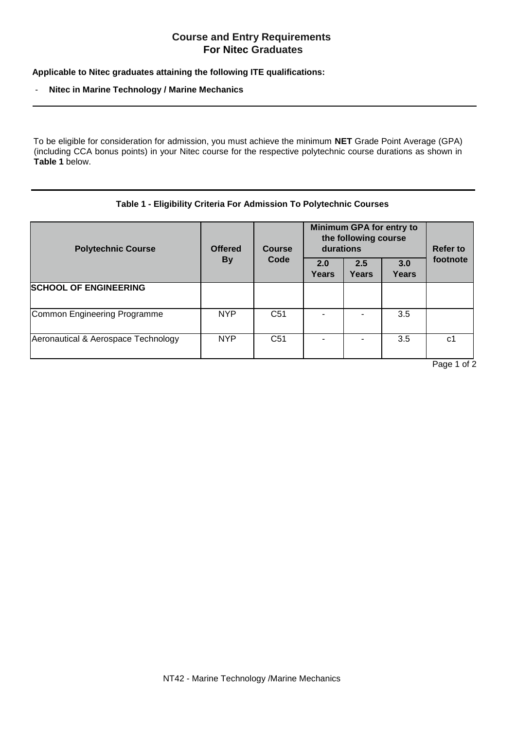# Course and Entry Requirements
# For Nitec Graduates

**Applicable to Nitec graduates attaining the following ITE qualifications:**

- **Nitec in Marine Technology / Marine Mechanics**

---

To be eligible for consideration for admission, you must achieve the minimum **NET** Grade Point Average (GPA) (including CCA bonus points) in your Nitec course for the respective polytechnic course durations as shown in **Table 1** below.

---

**Table 1 - Eligibility Criteria For Admission To Polytechnic Courses**

| Polytechnic Course | Offered By | Course Code | Minimum GPA for entry to the following course durations | | | Refer to footnote |
|---|---|---|---|---|---|---|
| | | | 2.0 Years | 2.5 Years | 3.0 Years | |
| **SCHOOL OF ENGINEERING** | | | | | | |
| Common Engineering Programme | NYP | C51 | - | - | 3.5 | |
| Aeronautical & Aerospace Technology | NYP | C51 | - | - | 3.5 | c1 |

NT42 - Marine Technology /Marine Mechanics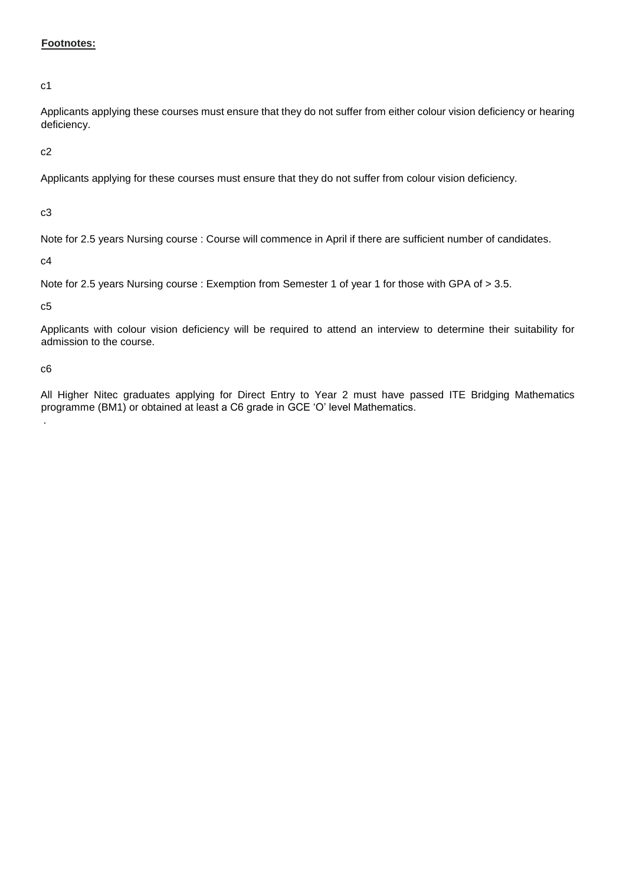**Footnotes:**

c1

Applicants applying these courses must ensure that they do not suffer from either colour vision deficiency or hearing deficiency.

c2

Applicants applying for these courses must ensure that they do not suffer from colour vision deficiency.

c3

Note for 2.5 years Nursing course : Course will commence in April if there are sufficient number of candidates.

c4

Note for 2.5 years Nursing course : Exemption from Semester 1 of year 1 for those with GPA of > 3.5.

c5

Applicants with colour vision deficiency will be required to attend an interview to determine their suitability for admission to the course.

c6

All Higher Nitec graduates applying for Direct Entry to Year 2 must have passed ITE Bridging Mathematics programme (BM1) or obtained at least a C6 grade in GCE 'O' level Mathematics.

.